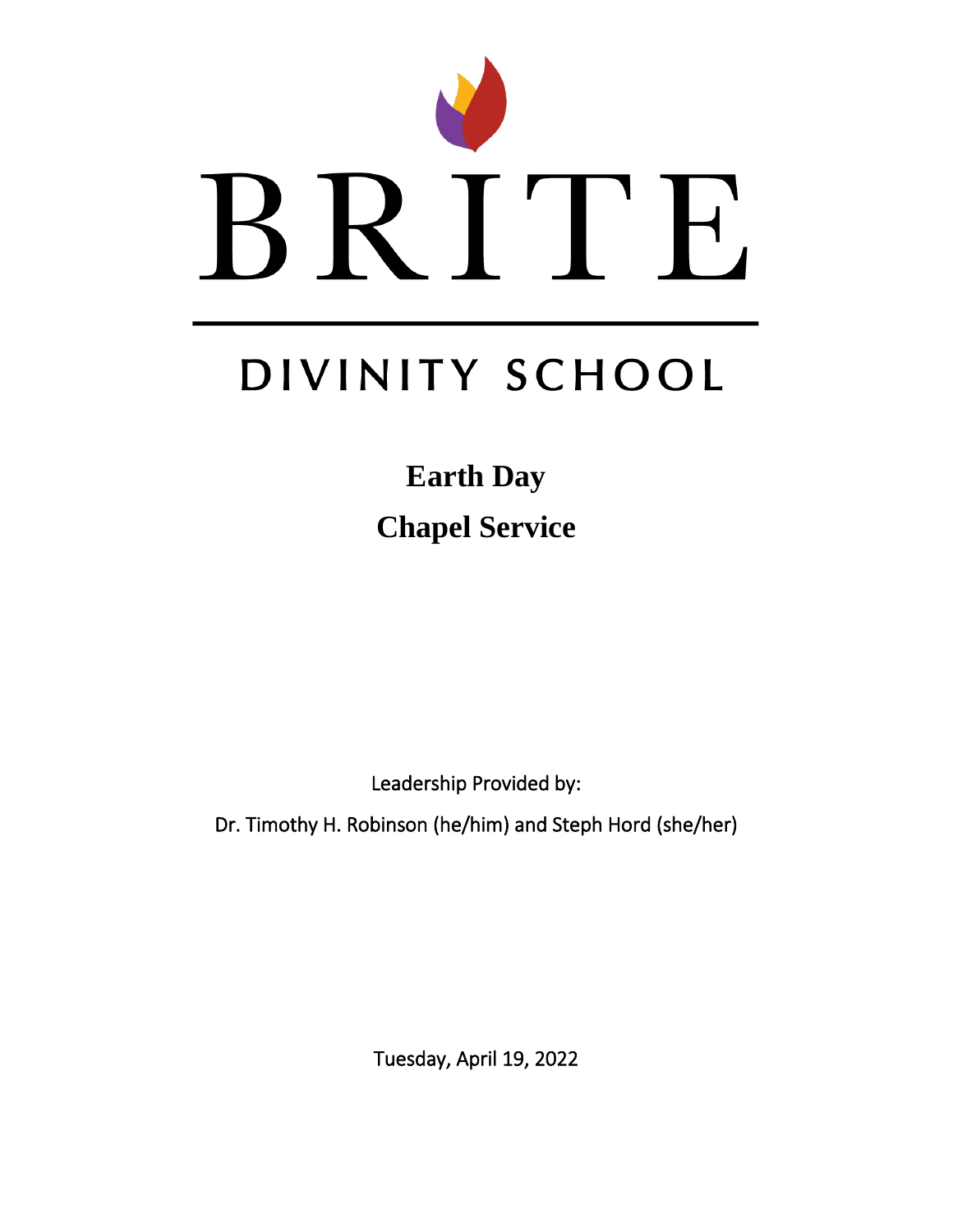# BRITE

## DIVINITY SCHOOL

**Earth Day**

**Chapel Service**

Leadership Provided by:

Dr. Timothy H. Robinson (he/him) and Steph Hord (she/her)

Tuesday, April 19, 2022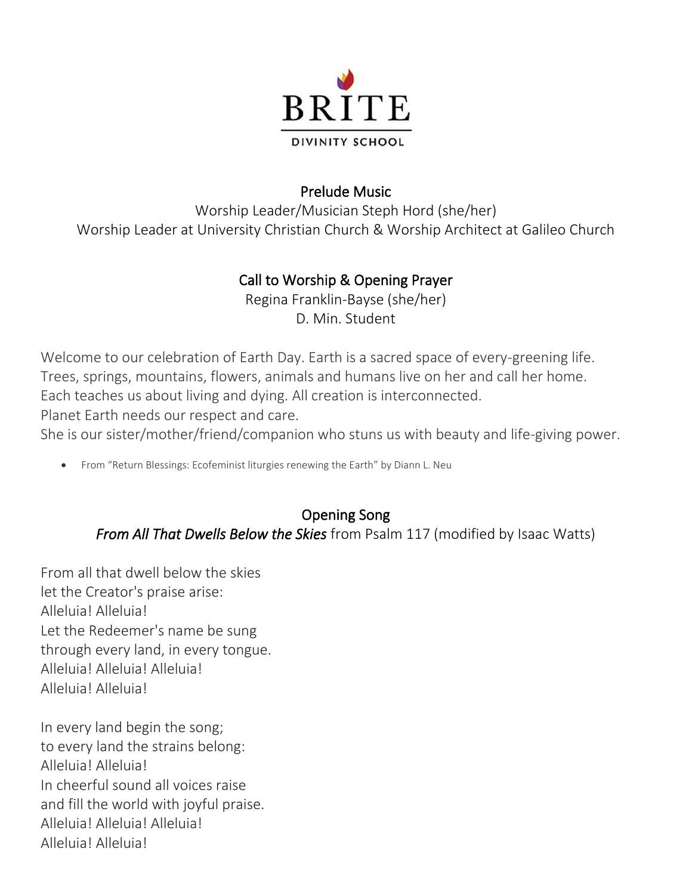BRITE

DIVINITY SCHOOL

## Prelude Music

Worship Leader/Musician Steph Hord (she/her)
Worship Leader at University Christian Church & Worship Architect at Galileo Church

## Call to Worship & Opening Prayer

Regina Franklin-Bayse (she/her)
D. Min. Student

Welcome to our celebration of Earth Day. Earth is a sacred space of every-greening life.
Trees, springs, mountains, flowers, animals and humans live on her and call her home.
Each teaches us about living and dying. All creation is interconnected.
Planet Earth needs our respect and care.
She is our sister/mother/friend/companion who stuns us with beauty and life-giving power.

- From "Return Blessings: Ecofeminist liturgies renewing the Earth" by Diann L. Neu

## Opening Song

*From All That Dwells Below the Skies* from Psalm 117 (modified by Isaac Watts)

From all that dwell below the skies
let the Creator's praise arise:
Alleluia! Alleluia!
Let the Redeemer's name be sung
through every land, in every tongue.
Alleluia! Alleluia! Alleluia!
Alleluia! Alleluia!

In every land begin the song;
to every land the strains belong:
Alleluia! Alleluia!
In cheerful sound all voices raise
and fill the world with joyful praise.
Alleluia! Alleluia! Alleluia!
Alleluia! Alleluia!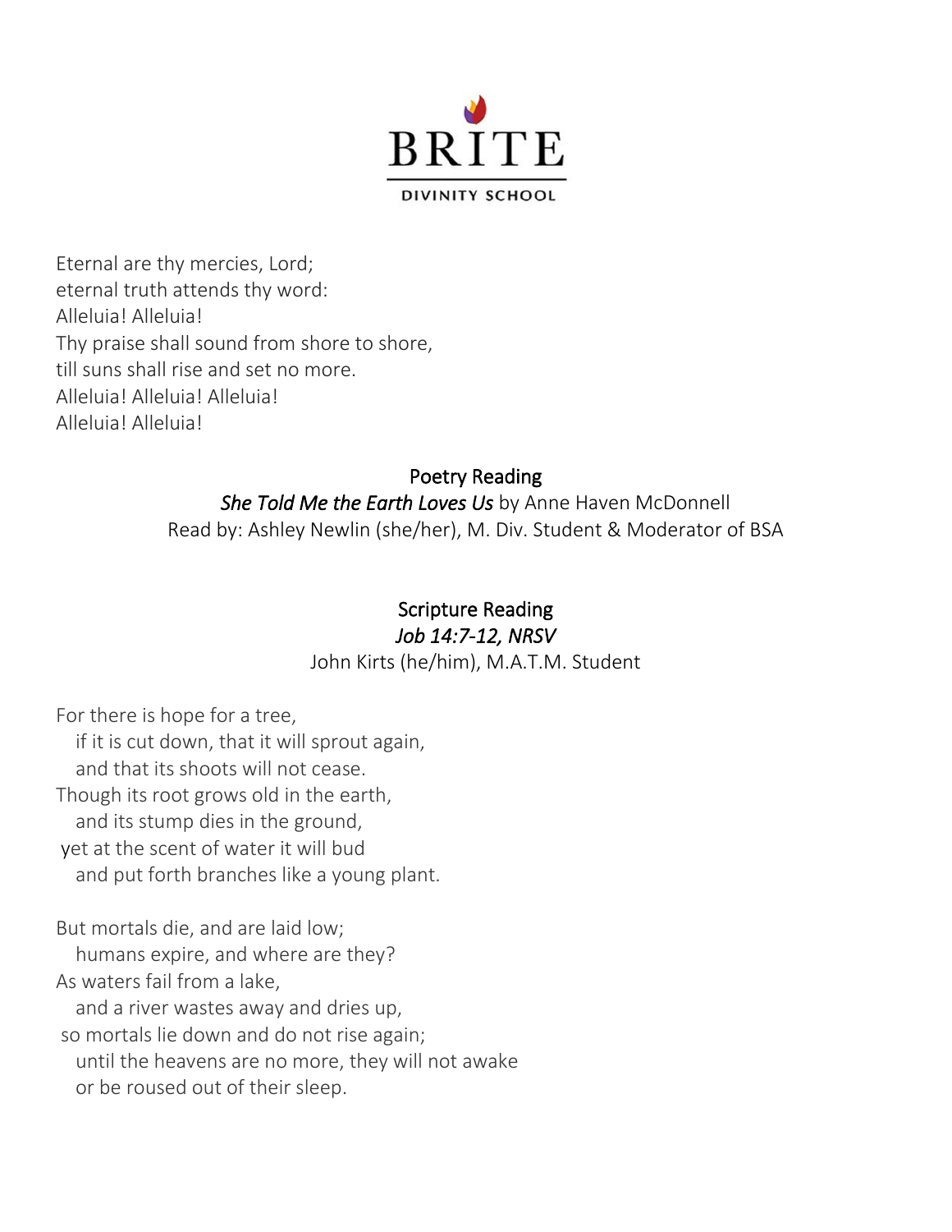BRITE DIVINITY SCHOOL

Eternal are thy mercies, Lord;
eternal truth attends thy word:
Alleluia! Alleluia!
Thy praise shall sound from shore to shore,
till suns shall rise and set no more.
Alleluia! Alleluia! Alleluia!
Alleluia! Alleluia!

### Poetry Reading

*She Told Me the Earth Loves Us* by Anne Haven McDonnell
Read by: Ashley Newlin (she/her), M. Div. Student & Moderator of BSA

### Scripture Reading

*Job 14:7-12, NRSV*
John Kirts (he/him), M.A.T.M. Student

For there is hope for a tree,
   if it is cut down, that it will sprout again,
   and that its shoots will not cease.
Though its root grows old in the earth,
   and its stump dies in the ground,
yet at the scent of water it will bud
   and put forth branches like a young plant.

But mortals die, and are laid low;
   humans expire, and where are they?
As waters fail from a lake,
   and a river wastes away and dries up,
so mortals lie down and do not rise again;
   until the heavens are no more, they will not awake
   or be roused out of their sleep.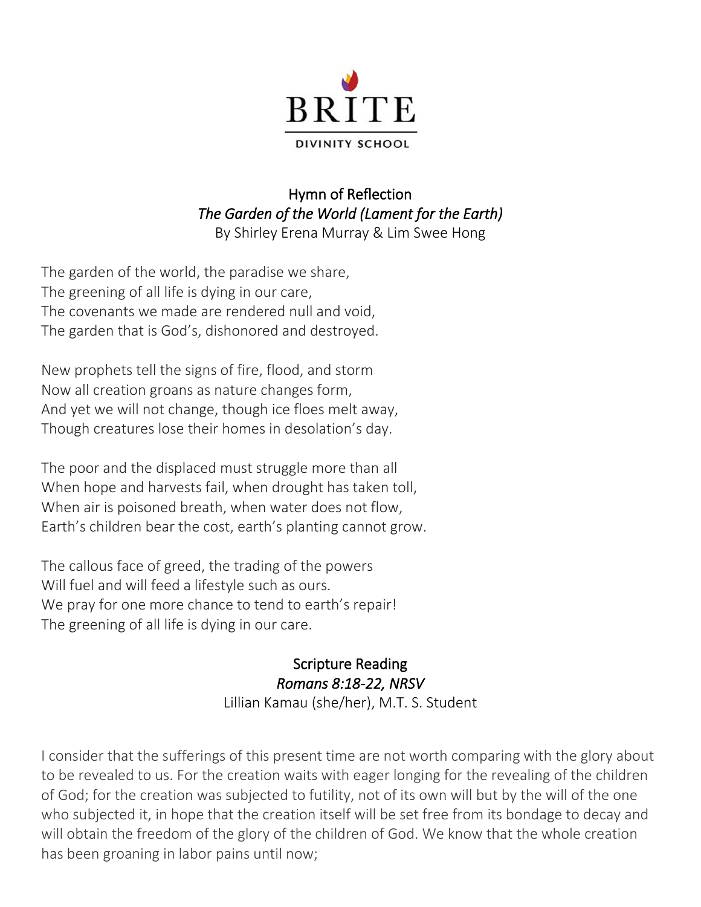BRITE DIVINITY SCHOOL

## Hymn of Reflection

*The Garden of the World (Lament for the Earth)*

By Shirley Erena Murray & Lim Swee Hong

The garden of the world, the paradise we share,
The greening of all life is dying in our care,
The covenants we made are rendered null and void,
The garden that is God's, dishonored and destroyed.

New prophets tell the signs of fire, flood, and storm
Now all creation groans as nature changes form,
And yet we will not change, though ice floes melt away,
Though creatures lose their homes in desolation's day.

The poor and the displaced must struggle more than all
When hope and harvests fail, when drought has taken toll,
When air is poisoned breath, when water does not flow,
Earth's children bear the cost, earth's planting cannot grow.

The callous face of greed, the trading of the powers
Will fuel and will feed a lifestyle such as ours.
We pray for one more chance to tend to earth's repair!
The greening of all life is dying in our care.

## Scripture Reading

*Romans 8:18-22, NRSV*

Lillian Kamau (she/her), M.T. S. Student

I consider that the sufferings of this present time are not worth comparing with the glory about to be revealed to us. For the creation waits with eager longing for the revealing of the children of God; for the creation was subjected to futility, not of its own will but by the will of the one who subjected it, in hope that the creation itself will be set free from its bondage to decay and will obtain the freedom of the glory of the children of God. We know that the whole creation has been groaning in labor pains until now;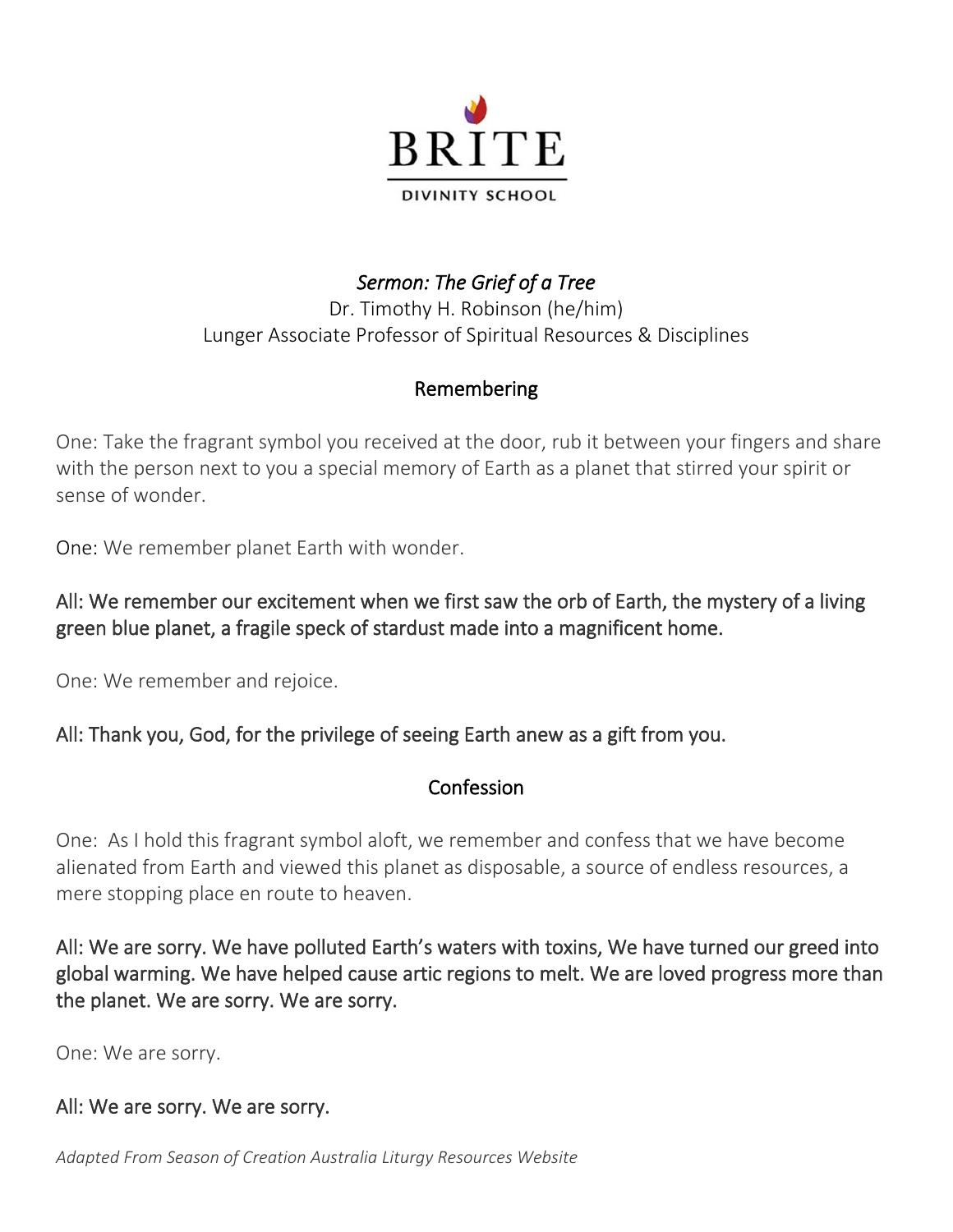BRITE

DIVINITY SCHOOL

*Sermon: The Grief of a Tree*

Dr. Timothy H. Robinson (he/him)

Lunger Associate Professor of Spiritual Resources & Disciplines

## Remembering

One: Take the fragrant symbol you received at the door, rub it between your fingers and share with the person next to you a special memory of Earth as a planet that stirred your spirit or sense of wonder.

One: We remember planet Earth with wonder.

**All: We remember our excitement when we first saw the orb of Earth, the mystery of a living green blue planet, a fragile speck of stardust made into a magnificent home.**

One: We remember and rejoice.

**All: Thank you, God, for the privilege of seeing Earth anew as a gift from you.**

## Confession

One: As I hold this fragrant symbol aloft, we remember and confess that we have become alienated from Earth and viewed this planet as disposable, a source of endless resources, a mere stopping place en route to heaven.

**All: We are sorry. We have polluted Earth's waters with toxins, We have turned our greed into global warming. We have helped cause artic regions to melt. We are loved progress more than the planet. We are sorry. We are sorry.**

One: We are sorry.

**All: We are sorry. We are sorry.**

*Adapted From Season of Creation Australia Liturgy Resources Website*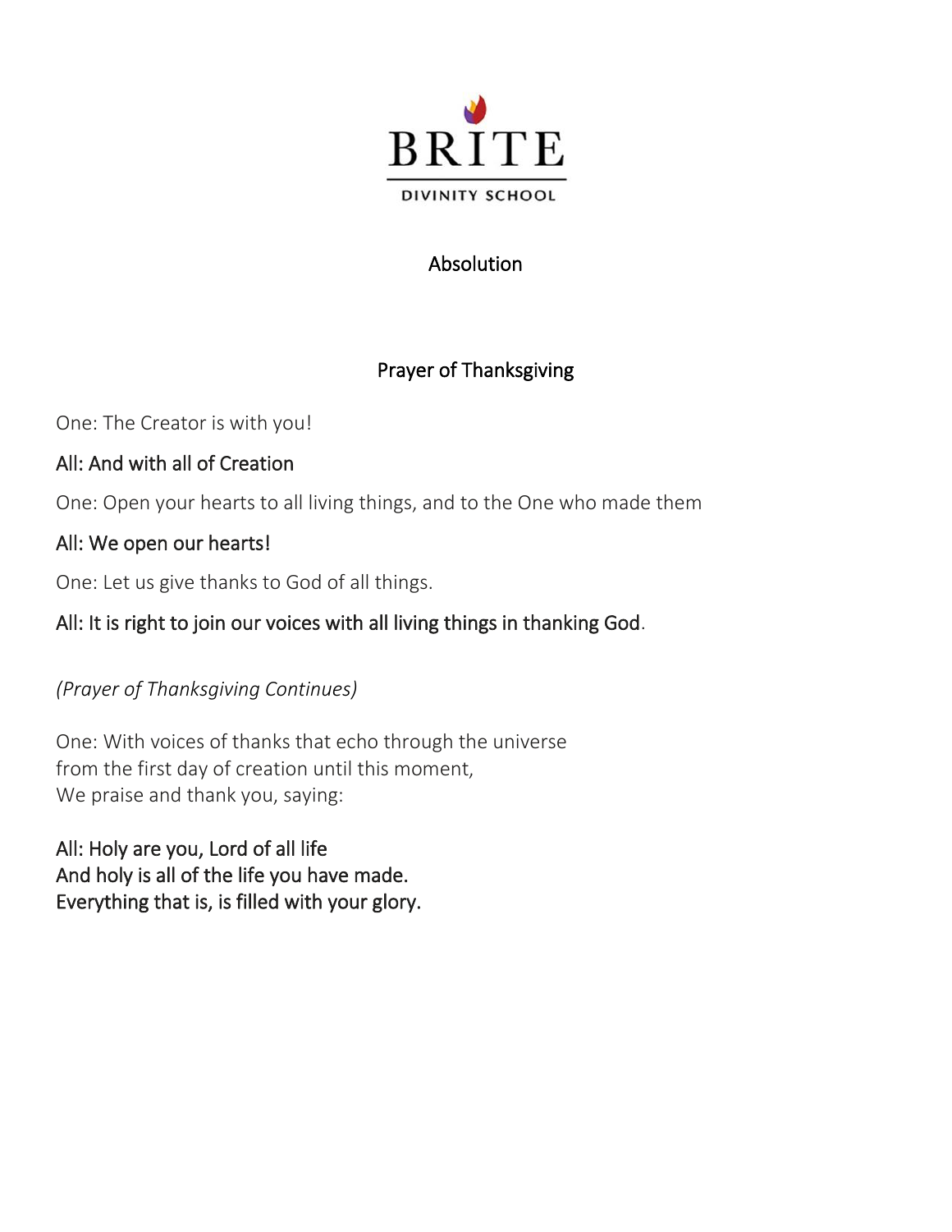BRITE

DIVINITY SCHOOL

## Absolution

## Prayer of Thanksgiving

One: The Creator is with you!

All: And with all of Creation

One: Open your hearts to all living things, and to the One who made them

All: We open our hearts!

One: Let us give thanks to God of all things.

All: It is right to join our voices with all living things in thanking God.

*(Prayer of Thanksgiving Continues)*

One: With voices of thanks that echo through the universe
from the first day of creation until this moment,
We praise and thank you, saying:

All: Holy are you, Lord of all life
And holy is all of the life you have made.
Everything that is, is filled with your glory.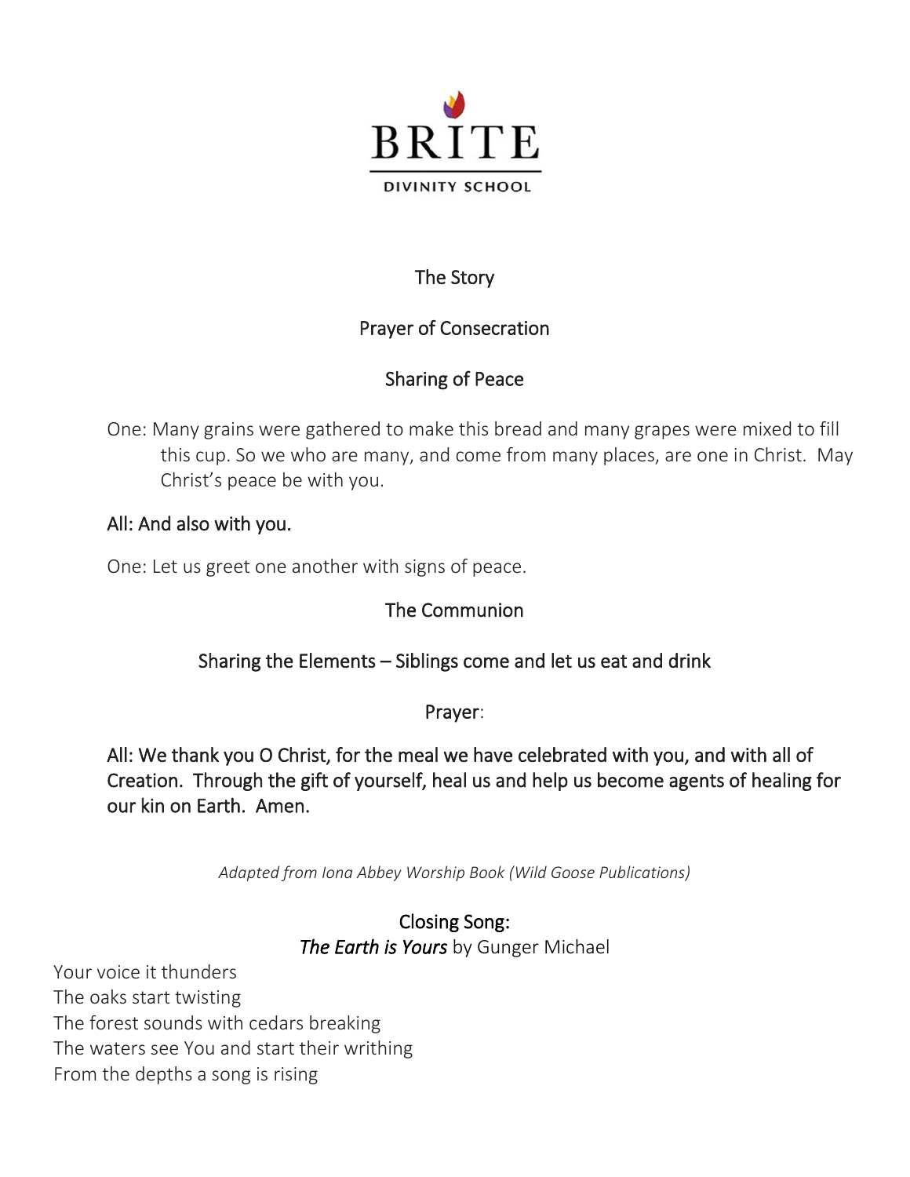BRITE

DIVINITY SCHOOL

## The Story

## Prayer of Consecration

## Sharing of Peace

One: Many grains were gathered to make this bread and many grapes were mixed to fill this cup. So we who are many, and come from many places, are one in Christ. May Christ's peace be with you.

**All: And also with you.**

One: Let us greet one another with signs of peace.

## The Communion

## Sharing the Elements – Siblings come and let us eat and drink

## Prayer:

**All: We thank you O Christ, for the meal we have celebrated with you, and with all of Creation. Through the gift of yourself, heal us and help us become agents of healing for our kin on Earth. Amen.**

*Adapted from Iona Abbey Worship Book (Wild Goose Publications)*

## Closing Song:

*The Earth is Yours* by Gunger Michael

Your voice it thunders
The oaks start twisting
The forest sounds with cedars breaking
The waters see You and start their writhing
From the depths a song is rising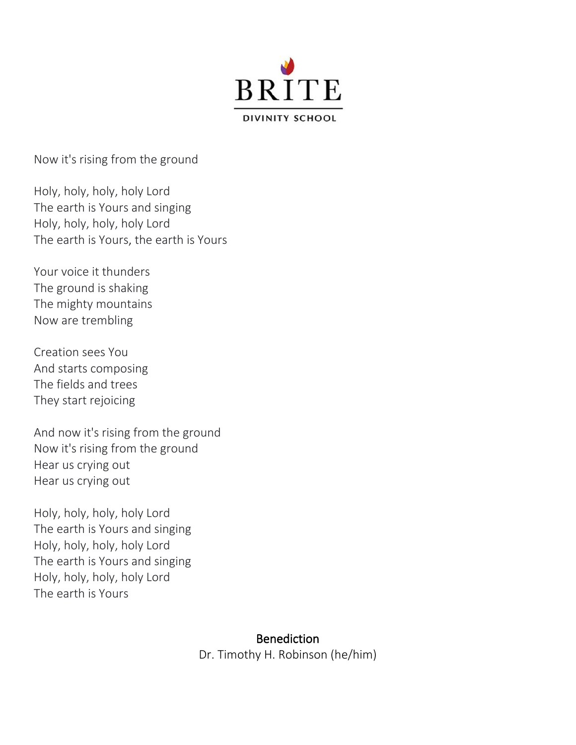Now it's rising from the ground

Holy, holy, holy, holy Lord
The earth is Yours and singing
Holy, holy, holy, holy Lord
The earth is Yours, the earth is Yours

Your voice it thunders
The ground is shaking
The mighty mountains
Now are trembling

Creation sees You
And starts composing
The fields and trees
They start rejoicing

And now it's rising from the ground
Now it's rising from the ground
Hear us crying out
Hear us crying out

Holy, holy, holy, holy Lord
The earth is Yours and singing
Holy, holy, holy, holy Lord
The earth is Yours and singing
Holy, holy, holy, holy Lord
The earth is Yours

**Benediction**
Dr. Timothy H. Robinson (he/him)